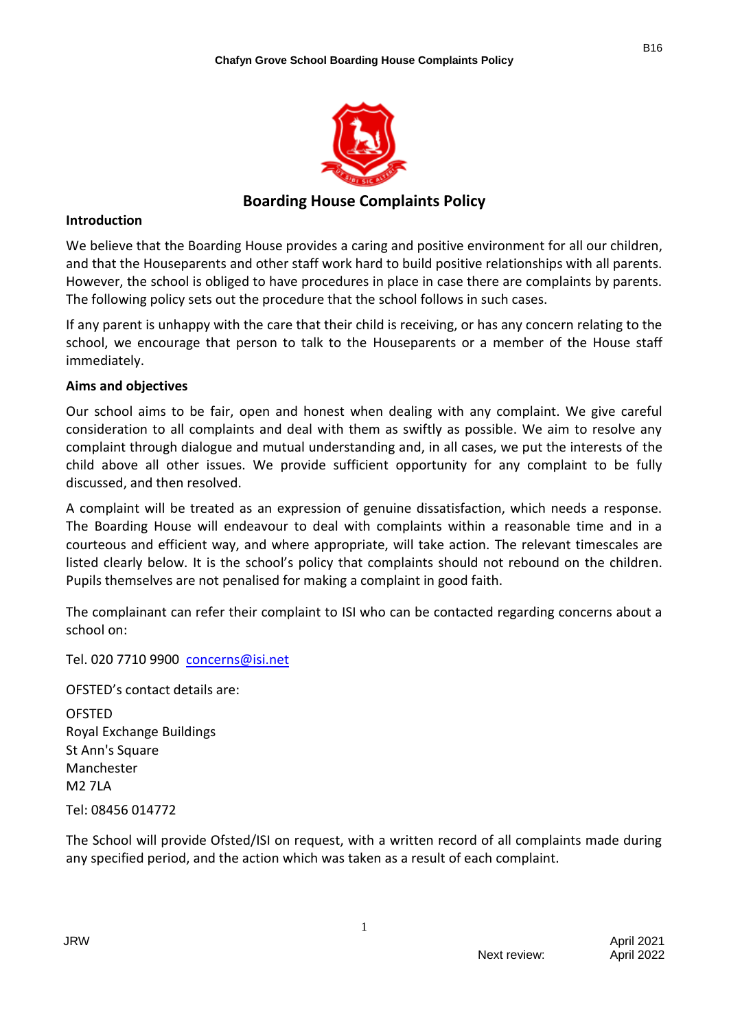# Boarding House Complaints Policy

## Introduction

We believe that the Boarding House provides a caring and positive environment for all our children, and that the Houseparents and other staff work hard to build positive relationships with all parents. However, the school is obliged to have procedures in place in case there are complaints by parents. The following policy sets out the procedure that the school follows in such cases.

If any parent is unhappy with the care that their child is receiving, or has any concern relating to the school, we encourage that person to talk to the Houseparents or a member of the House staff immediately.

## Aims and objectives

Our school aims to be fair, open and honest when dealing with any complaint. We give careful consideration to all complaints and deal with them as swiftly as possible. We aim to resolve any complaint through dialogue and mutual understanding and, in all cases, we put the interests of the child above all other issues. We provide sufficient opportunity for any complaint to be fully discussed, and then resolved.

A complaint will be treated as an expression of genuine dissatisfaction, which needs a response. The Boarding House will endeavour to deal with complaints within a reasonable time and in a courteous and efficient way, and where appropriate, will take action. The relevant timescales are listed clearly below. It is the school's policy that complaints should not rebound on the children. Pupils themselves are not penalised for making a complaint in good faith.

The complainant can refer their complaint to ISI who can be contacted regarding concerns about a school on:

Tel. 020 7710 9900 concerns@isi.net

OFSTED's contact details are:

OFSTED  
Royal Exchange Buildings  
St Ann's Square  
Manchester  
M2 7LA

Tel: 08456 014772

The School will provide Ofsted/ISI on request, with a written record of all complaints made during any specified period, and the action which was taken as a result of each complaint.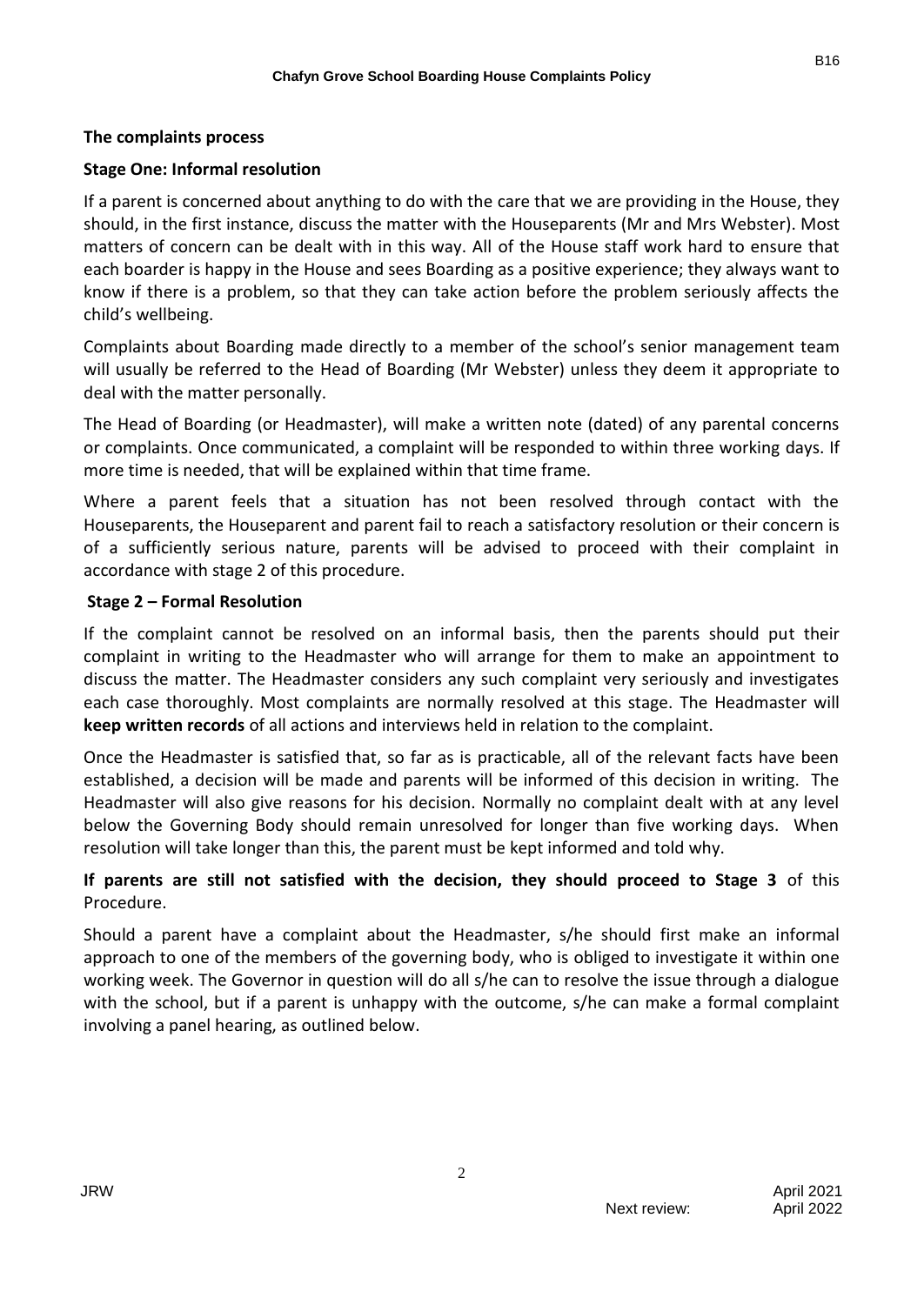## The complaints process

### Stage One: Informal resolution

If a parent is concerned about anything to do with the care that we are providing in the House, they should, in the first instance, discuss the matter with the Houseparents (Mr and Mrs Webster). Most matters of concern can be dealt with in this way. All of the House staff work hard to ensure that each boarder is happy in the House and sees Boarding as a positive experience; they always want to know if there is a problem, so that they can take action before the problem seriously affects the child's wellbeing.

Complaints about Boarding made directly to a member of the school's senior management team will usually be referred to the Head of Boarding (Mr Webster) unless they deem it appropriate to deal with the matter personally.

The Head of Boarding (or Headmaster), will make a written note (dated) of any parental concerns or complaints. Once communicated, a complaint will be responded to within three working days. If more time is needed, that will be explained within that time frame.

Where a parent feels that a situation has not been resolved through contact with the Houseparents, the Houseparent and parent fail to reach a satisfactory resolution or their concern is of a sufficiently serious nature, parents will be advised to proceed with their complaint in accordance with stage 2 of this procedure.

### Stage 2 – Formal Resolution

If the complaint cannot be resolved on an informal basis, then the parents should put their complaint in writing to the Headmaster who will arrange for them to make an appointment to discuss the matter. The Headmaster considers any such complaint very seriously and investigates each case thoroughly. Most complaints are normally resolved at this stage. The Headmaster will **keep written records** of all actions and interviews held in relation to the complaint.

Once the Headmaster is satisfied that, so far as is practicable, all of the relevant facts have been established, a decision will be made and parents will be informed of this decision in writing. The Headmaster will also give reasons for his decision. Normally no complaint dealt with at any level below the Governing Body should remain unresolved for longer than five working days. When resolution will take longer than this, the parent must be kept informed and told why.

**If parents are still not satisfied with the decision, they should proceed to Stage 3** of this Procedure.

Should a parent have a complaint about the Headmaster, s/he should first make an informal approach to one of the members of the governing body, who is obliged to investigate it within one working week. The Governor in question will do all s/he can to resolve the issue through a dialogue with the school, but if a parent is unhappy with the outcome, s/he can make a formal complaint involving a panel hearing, as outlined below.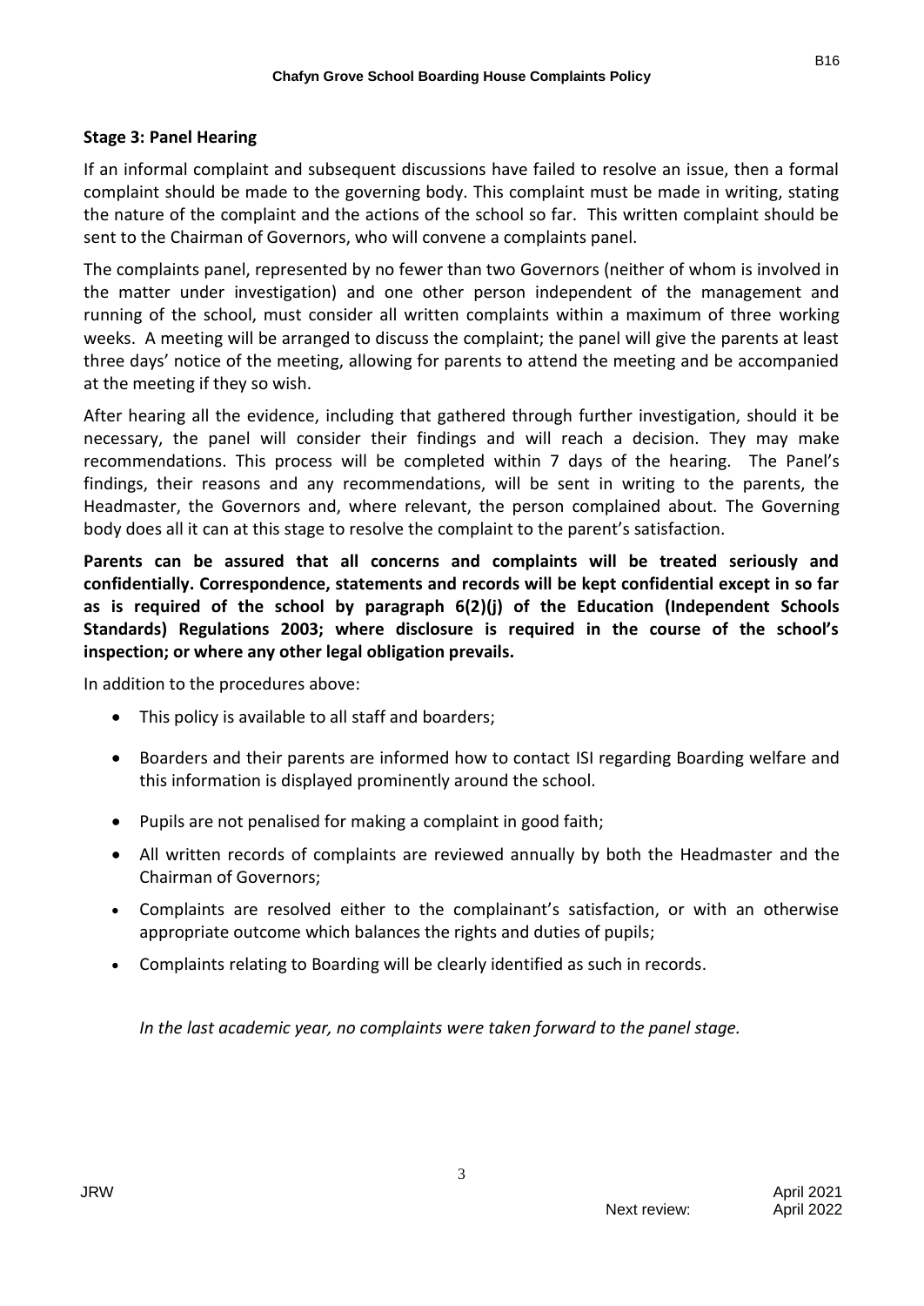### Stage 3: Panel Hearing

If an informal complaint and subsequent discussions have failed to resolve an issue, then a formal complaint should be made to the governing body. This complaint must be made in writing, stating the nature of the complaint and the actions of the school so far. This written complaint should be sent to the Chairman of Governors, who will convene a complaints panel.

The complaints panel, represented by no fewer than two Governors (neither of whom is involved in the matter under investigation) and one other person independent of the management and running of the school, must consider all written complaints within a maximum of three working weeks. A meeting will be arranged to discuss the complaint; the panel will give the parents at least three days' notice of the meeting, allowing for parents to attend the meeting and be accompanied at the meeting if they so wish.

After hearing all the evidence, including that gathered through further investigation, should it be necessary, the panel will consider their findings and will reach a decision. They may make recommendations. This process will be completed within 7 days of the hearing. The Panel's findings, their reasons and any recommendations, will be sent in writing to the parents, the Headmaster, the Governors and, where relevant, the person complained about. The Governing body does all it can at this stage to resolve the complaint to the parent's satisfaction.

**Parents can be assured that all concerns and complaints will be treated seriously and confidentially. Correspondence, statements and records will be kept confidential except in so far as is required of the school by paragraph 6(2)(j) of the Education (Independent Schools Standards) Regulations 2003; where disclosure is required in the course of the school's inspection; or where any other legal obligation prevails.**

In addition to the procedures above:

- This policy is available to all staff and boarders;
- Boarders and their parents are informed how to contact ISI regarding Boarding welfare and this information is displayed prominently around the school.
- Pupils are not penalised for making a complaint in good faith;
- All written records of complaints are reviewed annually by both the Headmaster and the Chairman of Governors;
- Complaints are resolved either to the complainant's satisfaction, or with an otherwise appropriate outcome which balances the rights and duties of pupils;
- Complaints relating to Boarding will be clearly identified as such in records.

*In the last academic year, no complaints were taken forward to the panel stage.*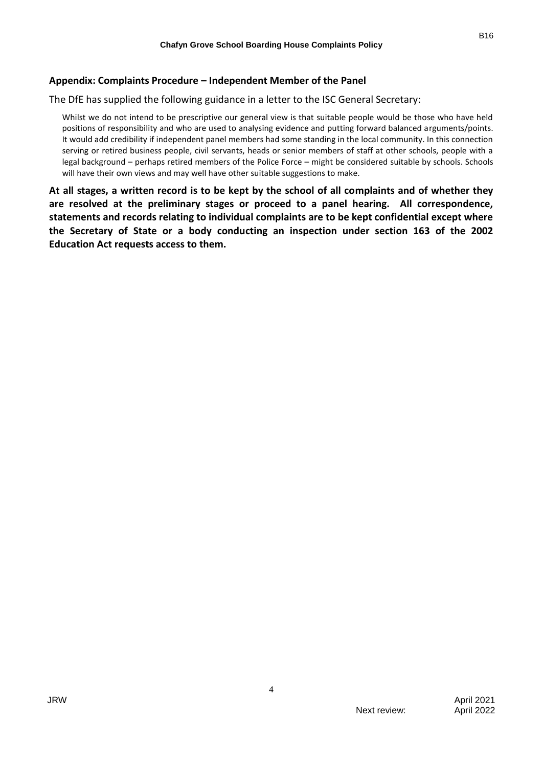## Appendix: Complaints Procedure – Independent Member of the Panel

The DfE has supplied the following guidance in a letter to the ISC General Secretary:

> Whilst we do not intend to be prescriptive our general view is that suitable people would be those who have held positions of responsibility and who are used to analysing evidence and putting forward balanced arguments/points. It would add credibility if independent panel members had some standing in the local community. In this connection serving or retired business people, civil servants, heads or senior members of staff at other schools, people with a legal background – perhaps retired members of the Police Force – might be considered suitable by schools. Schools will have their own views and may well have other suitable suggestions to make.

**At all stages, a written record is to be kept by the school of all complaints and of whether they are resolved at the preliminary stages or proceed to a panel hearing. All correspondence, statements and records relating to individual complaints are to be kept confidential except where the Secretary of State or a body conducting an inspection under section 163 of the 2002 Education Act requests access to them.**

JRW

April 2021

Next review: April 2022